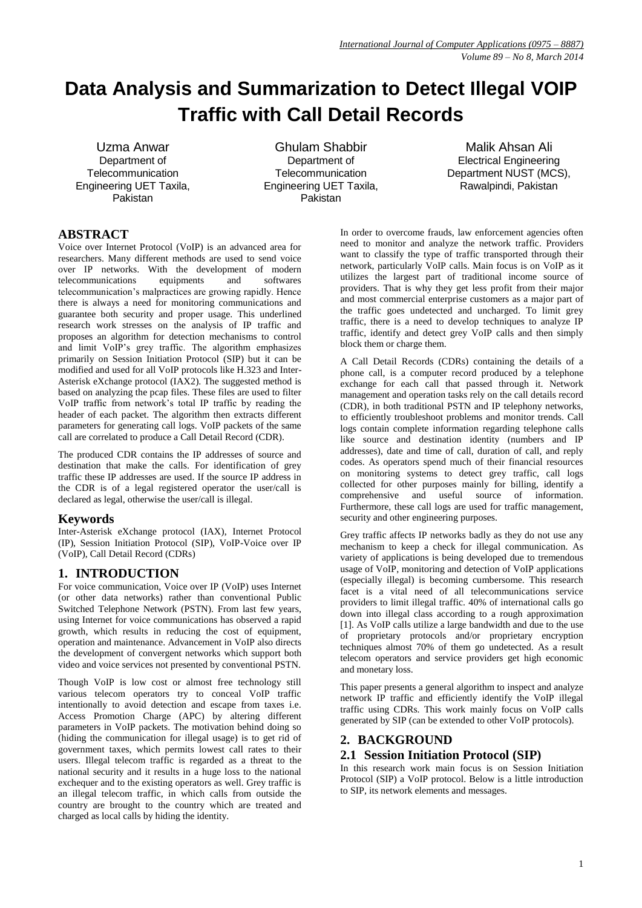# Data Analysis and Summarization to Detect Illegal VOIP Traffic with Call Detail Records

Uzma Anwar
Department of Telecommunication Engineering UET Taxila, Pakistan

Ghulam Shabbir
Department of Telecommunication Engineering UET Taxila, Pakistan

Malik Ahsan Ali
Electrical Engineering Department NUST (MCS), Rawalpindi, Pakistan

## ABSTRACT

Voice over Internet Protocol (VoIP) is an advanced area for researchers. Many different methods are used to send voice over IP networks. With the development of modern telecommunications equipments and softwares telecommunication's malpractices are growing rapidly. Hence there is always a need for monitoring communications and guarantee both security and proper usage. This underlined research work stresses on the analysis of IP traffic and proposes an algorithm for detection mechanisms to control and limit VoIP's grey traffic. The algorithm emphasizes primarily on Session Initiation Protocol (SIP) but it can be modified and used for all VoIP protocols like H.323 and Inter-Asterisk eXchange protocol (IAX2). The suggested method is based on analyzing the pcap files. These files are used to filter VoIP traffic from network's total IP traffic by reading the header of each packet. The algorithm then extracts different parameters for generating call logs. VoIP packets of the same call are correlated to produce a Call Detail Record (CDR).

The produced CDR contains the IP addresses of source and destination that make the calls. For identification of grey traffic these IP addresses are used. If the source IP address in the CDR is of a legal registered operator the user/call is declared as legal, otherwise the user/call is illegal.

## Keywords

Inter-Asterisk eXchange protocol (IAX), Internet Protocol (IP), Session Initiation Protocol (SIP), VoIP-Voice over IP (VoIP), Call Detail Record (CDRs)

## 1. INTRODUCTION

For voice communication, Voice over IP (VoIP) uses Internet (or other data networks) rather than conventional Public Switched Telephone Network (PSTN). From last few years, using Internet for voice communications has observed a rapid growth, which results in reducing the cost of equipment, operation and maintenance. Advancement in VoIP also directs the development of convergent networks which support both video and voice services not presented by conventional PSTN.

Though VoIP is low cost or almost free technology still various telecom operators try to conceal VoIP traffic intentionally to avoid detection and escape from taxes i.e. Access Promotion Charge (APC) by altering different parameters in VoIP packets. The motivation behind doing so (hiding the communication for illegal usage) is to get rid of government taxes, which permits lowest call rates to their users. Illegal telecom traffic is regarded as a threat to the national security and it results in a huge loss to the national exchequer and to the existing operators as well. Grey traffic is an illegal telecom traffic, in which calls from outside the country are brought to the country which are treated and charged as local calls by hiding the identity.

In order to overcome frauds, law enforcement agencies often need to monitor and analyze the network traffic. Providers want to classify the type of traffic transported through their network, particularly VoIP calls. Main focus is on VoIP as it utilizes the largest part of traditional income source of providers. That is why they get less profit from their major and most commercial enterprise customers as a major part of the traffic goes undetected and uncharged. To limit grey traffic, there is a need to develop techniques to analyze IP traffic, identify and detect grey VoIP calls and then simply block them or charge them.

A Call Detail Records (CDRs) containing the details of a phone call, is a computer record produced by a telephone exchange for each call that passed through it. Network management and operation tasks rely on the call details record (CDR), in both traditional PSTN and IP telephony networks, to efficiently troubleshoot problems and monitor trends. Call logs contain complete information regarding telephone calls like source and destination identity (numbers and IP addresses), date and time of call, duration of call, and reply codes. As operators spend much of their financial resources on monitoring systems to detect grey traffic, call logs collected for other purposes mainly for billing, identify a comprehensive and useful source of information. Furthermore, these call logs are used for traffic management, security and other engineering purposes.

Grey traffic affects IP networks badly as they do not use any mechanism to keep a check for illegal communication. As variety of applications is being developed due to tremendous usage of VoIP, monitoring and detection of VoIP applications (especially illegal) is becoming cumbersome. This research facet is a vital need of all telecommunications service providers to limit illegal traffic. 40% of international calls go down into illegal class according to a rough approximation [1]. As VoIP calls utilize a large bandwidth and due to the use of proprietary protocols and/or proprietary encryption techniques almost 70% of them go undetected. As a result telecom operators and service providers get high economic and monetary loss.

This paper presents a general algorithm to inspect and analyze network IP traffic and efficiently identify the VoIP illegal traffic using CDRs. This work mainly focus on VoIP calls generated by SIP (can be extended to other VoIP protocols).

## 2. BACKGROUND

### 2.1 Session Initiation Protocol (SIP)

In this research work main focus is on Session Initiation Protocol (SIP) a VoIP protocol. Below is a little introduction to SIP, its network elements and messages.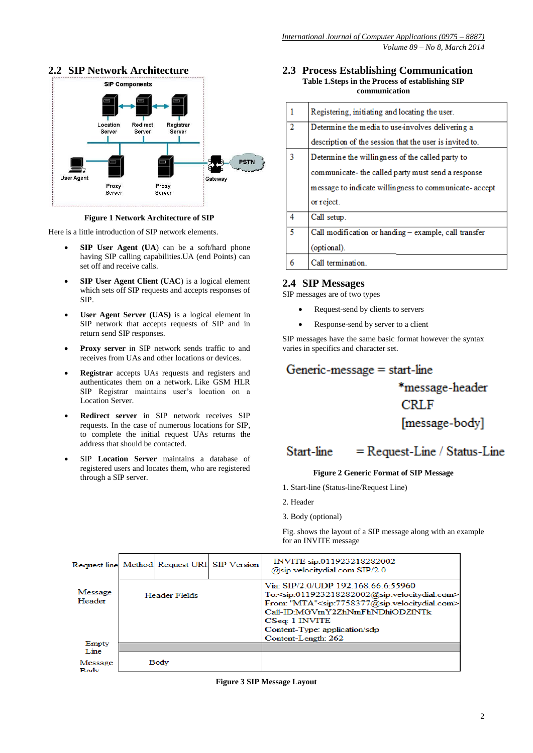## 2.2 SIP Network Architecture

SIP Components

Location Server | Redirect Server | Registrar Server

User Agent | Proxy Server | Proxy Server | Gateway | PSTN

**Figure 1 Network Architecture of SIP**

Here is a little introduction of SIP network elements.

- **SIP User Agent (UA)** can be a soft/hard phone having SIP calling capabilities.UA (end Points) can set off and receive calls.
- **SIP User Agent Client (UAC)** is a logical element which sets off SIP requests and accepts responses of SIP.
- **User Agent Server (UAS)** is a logical element in SIP network that accepts requests of SIP and in return send SIP responses.
- **Proxy server** in SIP network sends traffic to and receives from UAs and other locations or devices.
- **Registrar** accepts UAs requests and registers and authenticates them on a network. Like GSM HLR SIP Registrar maintains user's location on a Location Server.
- **Redirect server** in SIP network receives SIP requests. In the case of numerous locations for SIP, to complete the initial request UAs returns the address that should be contacted.
- SIP **Location Server** maintains a database of registered users and locates them, who are registered through a SIP server.

## 2.3 Process Establishing Communication

**Table 1.Steps in the Process of establishing SIP communication**

| | |
|---|---|
| 1 | Registering, initiating and locating the user. |
| 2 | Determine the media to use-involves delivering a description of the session that the user is invited to. |
| 3 | Determine the willingness of the called party to communicate- the called party must send a response message to indicate willingness to communicate- accept or reject. |
| 4 | Call setup. |
| 5 | Call modification or handing – example, call transfer (optional). |
| 6 | Call termination. |

## 2.4 SIP Messages

SIP messages are of two types

- Request-send by clients to servers
- Response-send by server to a client

SIP messages have the same basic format however the syntax varies in specifics and character set.

```
Generic-message = start-line
                  *message-header
                  CRLF
                  [message-body]

Start-line      = Request-Line / Status-Line
```

**Figure 2 Generic Format of SIP Message**

1. Start-line (Status-line/Request Line)

2. Header

3. Body (optional)

Fig. shows the layout of a SIP message along with an example for an INVITE message

| | | | | |
|---|---|---|---|---|
| Request line | Method | Request URI | SIP Version | INVITE sip:011923218282002 @sip.velocitydial.com SIP/2.0 |
| Message Header | Header Fields | | | Via: SIP/2.0/UDP 192.168.66.6:55960<br>To:<sip:011923218282002@sip.velocitydial.com><br>From: "MTA"<sip:7758377@sip.velocitydial.com><br>Call-ID:MGVmY2ZhNmFhNDhiODZlNTk<br>CSeq: 1 INVITE<br>Content-Type: application/sdp<br>Content-Length: 262 |
| Empty Line | | | | |
| Message Body | Body | | | |

**Figure 3 SIP Message Layout**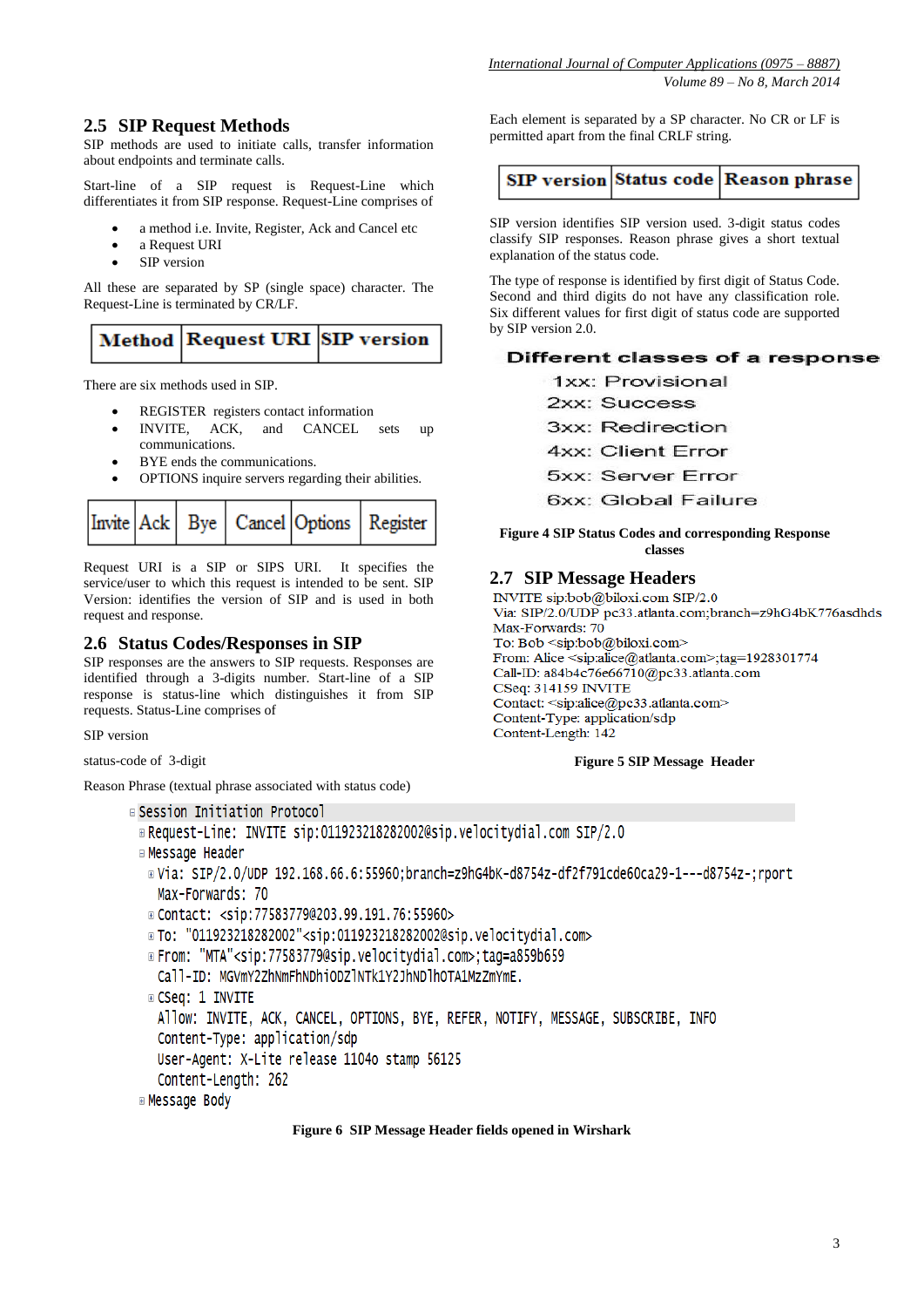## 2.5 SIP Request Methods

SIP methods are used to initiate calls, transfer information about endpoints and terminate calls.

Start-line of a SIP request is Request-Line which differentiates it from SIP response. Request-Line comprises of

- a method i.e. Invite, Register, Ack and Cancel etc
- a Request URI
- SIP version

All these are separated by SP (single space) character. The Request-Line is terminated by CR/LF.

| Method | Request URI | SIP version |
|---|---|---|

There are six methods used in SIP.

- REGISTER registers contact information
- INVITE, ACK, and CANCEL sets up communications.
- BYE ends the communications.
- OPTIONS inquire servers regarding their abilities.

| Invite | Ack | Bye | Cancel | Options | Register |
|---|---|---|---|---|---|

Request URI is a SIP or SIPS URI. It specifies the service/user to which this request is intended to be sent. SIP Version: identifies the version of SIP and is used in both request and response.

## 2.6 Status Codes/Responses in SIP

SIP responses are the answers to SIP requests. Responses are identified through a 3-digits number. Start-line of a SIP response is status-line which distinguishes it from SIP requests. Status-Line comprises of

SIP version

status-code of 3-digit

Reason Phrase (textual phrase associated with status code)

Each element is separated by a SP character. No CR or LF is permitted apart from the final CRLF string.

| SIP version | Status code | Reason phrase |
|---|---|---|

SIP version identifies SIP version used. 3-digit status codes classify SIP responses. Reason phrase gives a short textual explanation of the status code.

The type of response is identified by first digit of Status Code. Second and third digits do not have any classification role. Six different values for first digit of status code are supported by SIP version 2.0.

**Different classes of a response**

1xx: Provisional
2xx: Success
3xx: Redirection
4xx: Client Error
5xx: Server Error
6xx: Global Failure

**Figure 4 SIP Status Codes and corresponding Response classes**

## 2.7 SIP Message Headers

```
INVITE sip:bob@biloxi.com SIP/2.0
Via: SIP/2.0/UDP pc33.atlanta.com;branch=z9hG4bK776asdhds
Max-Forwards: 70
To: Bob <sip:bob@biloxi.com>
From: Alice <sip:alice@atlanta.com>;tag=1928301774
Call-ID: a84b4c76e66710@pc33.atlanta.com
CSeq: 314159 INVITE
Contact: <sip:alice@pc33.atlanta.com>
Content-Type: application/sdp
Content-Length: 142
```

**Figure 5 SIP Message Header**

```
Session Initiation Protocol
  Request-Line: INVITE sip:011923218282002@sip.velocitydial.com SIP/2.0
  Message Header
    Via: SIP/2.0/UDP 192.168.66.6:55960;branch=z9hG4bK-d8754z-df2f791cde60ca29-1---d8754z-;rport
    Max-Forwards: 70
    Contact: <sip:77583779@203.99.191.76:55960>
    To: "011923218282002"<sip:011923218282002@sip.velocitydial.com>
    From: "MTA"<sip:77583779@sip.velocitydial.com>;tag=a859b659
    Call-ID: MGVmY2ZhNmFhNDhiODZlNTk1Y2JhNDlhOTA1MzZmYmE.
    CSeq: 1 INVITE
    Allow: INVITE, ACK, CANCEL, OPTIONS, BYE, REFER, NOTIFY, MESSAGE, SUBSCRIBE, INFO
    Content-Type: application/sdp
    User-Agent: X-Lite release 1104o stamp 56125
    Content-Length: 262
  Message Body
```

**Figure 6 SIP Message Header fields opened in Wirshark**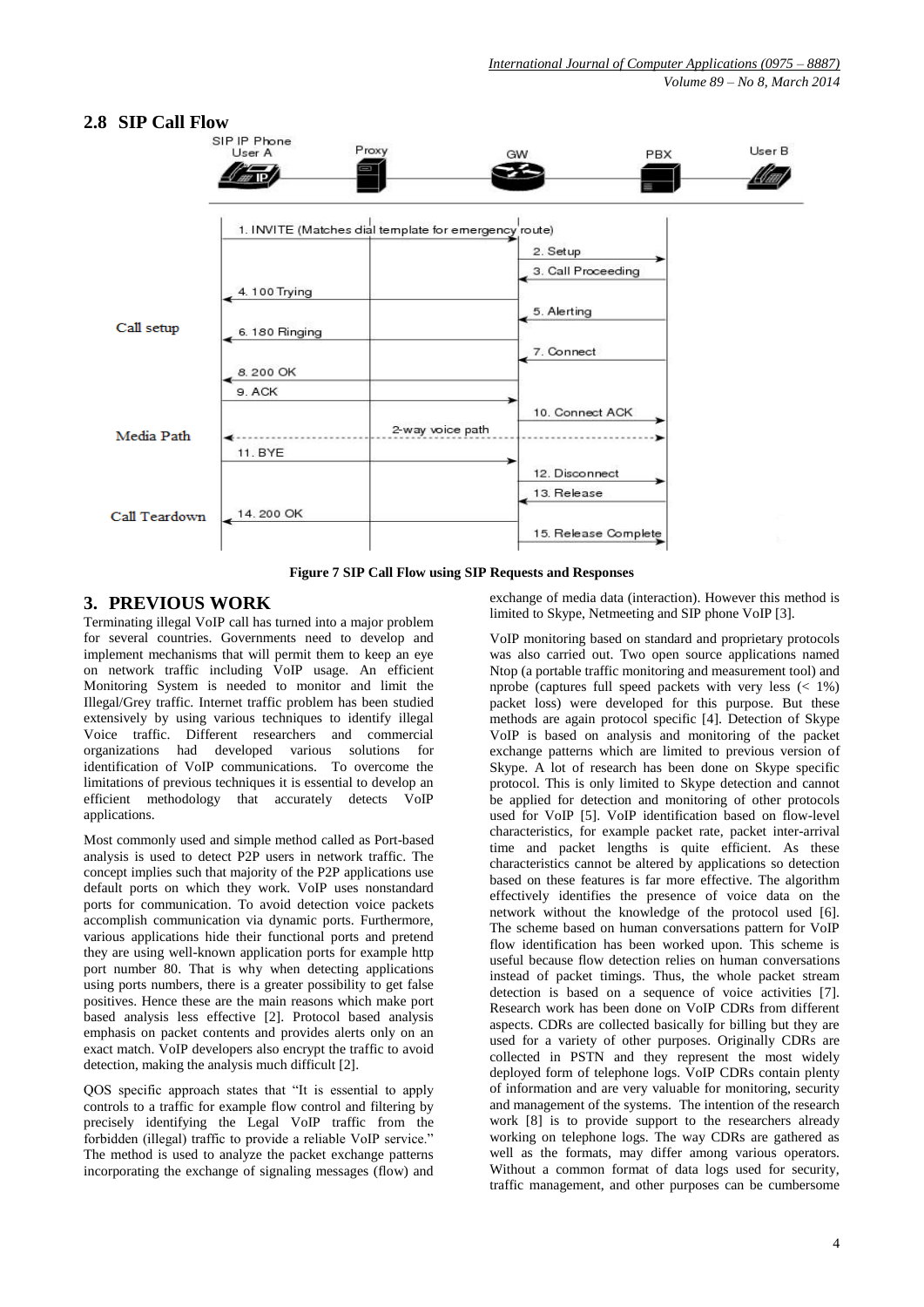## 2.8 SIP Call Flow

**Figure 7 SIP Call Flow using SIP Requests and Responses**

## 3. PREVIOUS WORK

Terminating illegal VoIP call has turned into a major problem for several countries. Governments need to develop and implement mechanisms that will permit them to keep an eye on network traffic including VoIP usage. An efficient Monitoring System is needed to monitor and limit the Illegal/Grey traffic. Internet traffic problem has been studied extensively by using various techniques to identify illegal Voice traffic. Different researchers and commercial organizations had developed various solutions for identification of VoIP communications. To overcome the limitations of previous techniques it is essential to develop an efficient methodology that accurately detects VoIP applications.

Most commonly used and simple method called as Port-based analysis is used to detect P2P users in network traffic. The concept implies such that majority of the P2P applications use default ports on which they work. VoIP uses nonstandard ports for communication. To avoid detection voice packets accomplish communication via dynamic ports. Furthermore, various applications hide their functional ports and pretend they are using well-known application ports for example http port number 80. That is why when detecting applications using ports numbers, there is a greater possibility to get false positives. Hence these are the main reasons which make port based analysis less effective [2]. Protocol based analysis emphasis on packet contents and provides alerts only on an exact match. VoIP developers also encrypt the traffic to avoid detection, making the analysis much difficult [2].

QOS specific approach states that "It is essential to apply controls to a traffic for example flow control and filtering by precisely identifying the Legal VoIP traffic from the forbidden (illegal) traffic to provide a reliable VoIP service." The method is used to analyze the packet exchange patterns incorporating the exchange of signaling messages (flow) and exchange of media data (interaction). However this method is limited to Skype, Netmeeting and SIP phone VoIP [3].

VoIP monitoring based on standard and proprietary protocols was also carried out. Two open source applications named Ntop (a portable traffic monitoring and measurement tool) and nprobe (captures full speed packets with very less (< 1%) packet loss) were developed for this purpose. But these methods are again protocol specific [4]. Detection of Skype VoIP is based on analysis and monitoring of the packet exchange patterns which are limited to previous version of Skype. A lot of research has been done on Skype specific protocol. This is only limited to Skype detection and cannot be applied for detection and monitoring of other protocols used for VoIP [5]. VoIP identification based on flow-level characteristics, for example packet rate, packet inter-arrival time and packet lengths is quite efficient. As these characteristics cannot be altered by applications so detection based on these features is far more effective. The algorithm effectively identifies the presence of voice data on the network without the knowledge of the protocol used [6]. The scheme based on human conversations pattern for VoIP flow identification has been worked upon. This scheme is useful because flow detection relies on human conversations instead of packet timings. Thus, the whole packet stream detection is based on a sequence of voice activities [7]. Research work has been done on VoIP CDRs from different aspects. CDRs are collected basically for billing but they are used for a variety of other purposes. Originally CDRs are collected in PSTN and they represent the most widely deployed form of telephone logs. VoIP CDRs contain plenty of information and are very valuable for monitoring, security and management of the systems. The intention of the research work [8] is to provide support to the researchers already working on telephone logs. The way CDRs are gathered as well as the formats, may differ among various operators. Without a common format of data logs used for security, traffic management, and other purposes can be cumbersome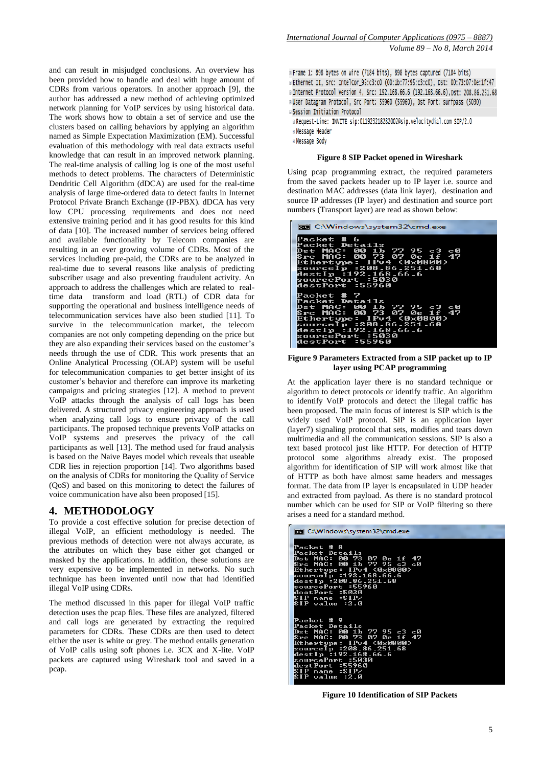and can result in misjudged conclusions. An overview has been provided how to handle and deal with huge amount of CDRs from various operators. In another approach [9], the author has addressed a new method of achieving optimized network planning for VoIP services by using historical data. The work shows how to obtain a set of service and use the clusters based on calling behaviors by applying an algorithm named as Simple Expectation Maximization (EM). Successful evaluation of this methodology with real data extracts useful knowledge that can result in an improved network planning. The real-time analysis of calling log is one of the most useful methods to detect problems. The characters of Deterministic Dendritic Cell Algorithm (dDCA) are used for the real-time analysis of large time-ordered data to detect faults in Internet Protocol Private Branch Exchange (IP-PBX). dDCA has very low CPU processing requirements and does not need extensive training period and it has good results for this kind of data [10]. The increased number of services being offered and available functionality by Telecom companies are resulting in an ever growing volume of CDRs. Most of the services including pre-paid, the CDRs are to be analyzed in real-time due to several reasons like analysis of predicting subscriber usage and also preventing fraudulent activity. An approach to address the challenges which are related to real-time data transform and load (RTL) of CDR data for supporting the operational and business intelligence needs of telecommunication services have also been studied [11]. To survive in the telecommunication market, the telecom companies are not only competing depending on the price but they are also expanding their services based on the customer's needs through the use of CDR. This work presents that an Online Analytical Processing (OLAP) system will be useful for telecommunication companies to get better insight of its customer's behavior and therefore can improve its marketing campaigns and pricing strategies [12]. A method to prevent VoIP attacks through the analysis of call logs has been delivered. A structured privacy engineering approach is used when analyzing call logs to ensure privacy of the call participants. The proposed technique prevents VoIP attacks on VoIP systems and preserves the privacy of the call participants as well [13]. The method used for fraud analysis is based on the Naive Bayes model which reveals that useable CDR lies in rejection proportion [14]. Two algorithms based on the analysis of CDRs for monitoring the Quality of Service (QoS) and based on this monitoring to detect the failures of voice communication have also been proposed [15].

## 4. METHODOLOGY

To provide a cost effective solution for precise detection of illegal VoIP, an efficient methodology is needed. The previous methods of detection were not always accurate, as the attributes on which they base either got changed or masked by the applications. In addition, these solutions are very expensive to be implemented in networks. No such technique has been invented until now that had identified illegal VoIP using CDRs.

The method discussed in this paper for illegal VoIP traffic detection uses the pcap files. These files are analyzed, filtered and call logs are generated by extracting the required parameters for CDRs. These CDRs are then used to detect either the user is white or grey. The method entails generation of VoIP calls using soft phones i.e. 3CX and X-lite. VoIP packets are captured using Wireshark tool and saved in a pcap.

```
Frame 1: 898 bytes on wire (7184 bits), 898 bytes captured (7184 bits)
Ethernet II, Src: IntelCor_95:c3:c0 (00:1b:77:95:c3:c0), Dst: 00:73:07:0e:1f:47
Internet Protocol Version 4, Src: 192.168.66.6 (192.168.66.6), Dst: 208.86.251.68
User Datagram Protocol, Src Port: 55960 (55960), Dst Port: surfpass (5030)
Session Initiation Protocol
  Request-Line: INVITE sip:011923218282002@sip.velocitydial.com SIP/2.0
  Message Header
  Message Body
```

**Figure 8 SIP Packet opened in Wireshark**

Using pcap programming extract, the required parameters from the saved packets header up to IP layer i.e. source and destination MAC addresses (data link layer), destination and source IP addresses (IP layer) and destination and source port numbers (Transport layer) are read as shown below:

```
C:\Windows\system32\cmd.exe
Packet # 6
Packet Details
Dst MAC: 00 1b 77 95 c3 c0
Src MAC: 00 73 07 0e 1f 47
Ethertype: IPv4 (0x0800)
sourceIp :208.86.251.68
destIp :192.168.66.6
sourcePort :5030
destPort :55960

Packet # 7
Packet Details
Dst MAC: 00 1b 77 95 c3 c0
Src MAC: 00 73 07 0e 1f 47
Ethertype: IPv4 (0x0800)
sourceIp :208.86.251.68
destIp :192.168.66.6
sourcePort :5030
destPort :55960
```

**Figure 9 Parameters Extracted from a SIP packet up to IP layer using PCAP programming**

At the application layer there is no standard technique or algorithm to detect protocols or identify traffic. An algorithm to identify VoIP protocols and detect the illegal traffic has been proposed. The main focus of interest is SIP which is the widely used VoIP protocol. SIP is an application layer (layer7) signaling protocol that sets, modifies and tears down multimedia and all the communication sessions. SIP is also a text based protocol just like HTTP. For detection of HTTP protocol some algorithms already exist. The proposed algorithm for identification of SIP will work almost like that of HTTP as both have almost same headers and messages format. The data from IP layer is encapsulated in UDP header and extracted from payload. As there is no standard protocol number which can be used for SIP or VoIP filtering so there arises a need for a standard method.

```
C:\Windows\system32\cmd.exe
Packet # 8
Packet Details
Dst MAC: 00 73 07 0e 1f 47
Src MAC: 00 1b 77 95 c3 c0
Ethertype: IPv4 (0x0800)
sourceIp :192.168.66.6
destIp :208.86.251.68
sourcePort :55960
destPort :5030
SIP name :SIP/
SIP value :2.0

Packet # 9
Packet Details
Dst MAC: 00 1b 77 95 c3 c0
Src MAC: 00 73 07 0e 1f 47
Ethertype: IPv4 (0x0800)
sourceIp :208.86.251.68
destIp :192.168.66.6
sourcePort :5030
destPort :55960
SIP name :SIP/
SIP value :2.0
```

**Figure 10 Identification of SIP Packets**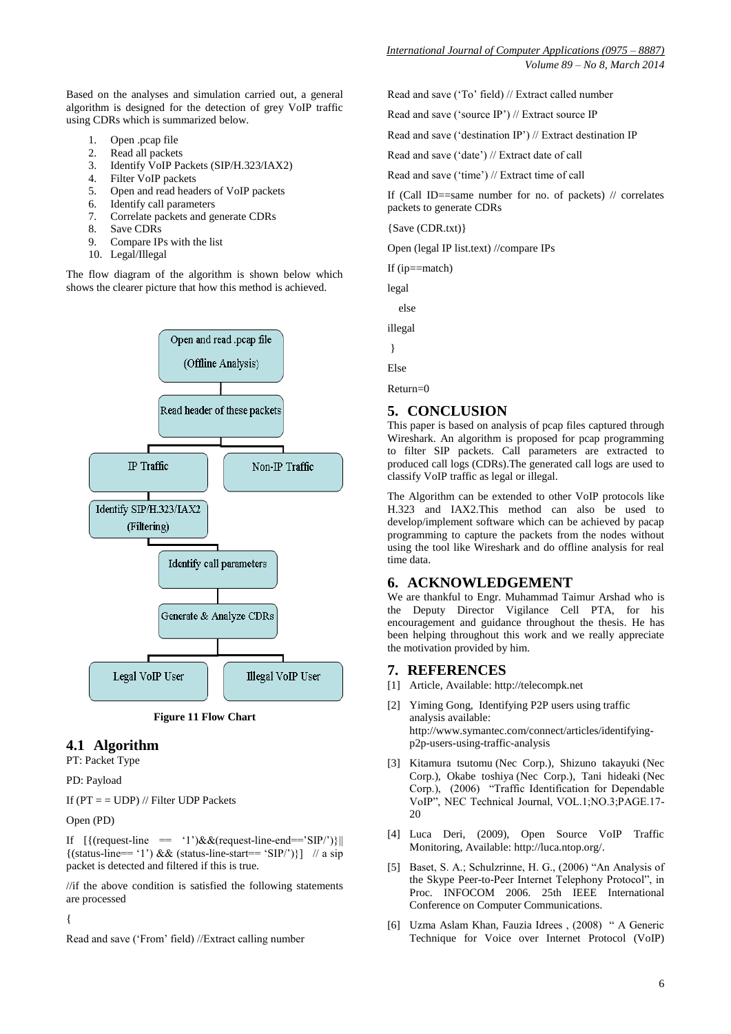Based on the analyses and simulation carried out, a general algorithm is designed for the detection of grey VoIP traffic using CDRs which is summarized below.

1. Open .pcap file
2. Read all packets
3. Identify VoIP Packets (SIP/H.323/IAX2)
4. Filter VoIP packets
5. Open and read headers of VoIP packets
6. Identify call parameters
7. Correlate packets and generate CDRs
8. Save CDRs
9. Compare IPs with the list
10. Legal/Illegal

The flow diagram of the algorithm is shown below which shows the clearer picture that how this method is achieved.

```
Open and read .pcap file
(Offline Analysis)
        |
Read header of these packets
        |
   +----------+-------------+
IP Traffic          Non-IP Traffic
   |
Identify SIP/H.323/IAX2
(Filtering)
   |
Identify call parameters
   |
Generate & Analyze CDRs
   |
   +----------+-------------+
Legal VoIP User     Illegal VoIP User
```

**Figure 11 Flow Chart**

## 4.1 Algorithm

PT: Packet Type

PD: Payload

If (PT = = UDP) // Filter UDP Packets

Open (PD)

If [{(request-line == '1')&&(request-line-end=='SIP/')}|| {(status-line== '1') && (status-line-start== 'SIP/')}] // a sip packet is detected and filtered if this is true.

//if the above condition is satisfied the following statements are processed

{

Read and save ('From' field) //Extract calling number

Read and save ('To' field) // Extract called number

Read and save ('source IP') // Extract source IP

Read and save ('destination IP') // Extract destination IP

Read and save ('date') // Extract date of call

Read and save ('time') // Extract time of call

If (Call ID==same number for no. of packets) // correlates packets to generate CDRs

{Save (CDR.txt)}

Open (legal IP list.text) //compare IPs

If (ip==match)

legal

else

illegal

}

Else

Return=0

## 5. CONCLUSION

This paper is based on analysis of pcap files captured through Wireshark. An algorithm is proposed for pcap programming to filter SIP packets. Call parameters are extracted to produced call logs (CDRs).The generated call logs are used to classify VoIP traffic as legal or illegal.

The Algorithm can be extended to other VoIP protocols like H.323 and IAX2.This method can also be used to develop/implement software which can be achieved by pacap programming to capture the packets from the nodes without using the tool like Wireshark and do offline analysis for real time data.

## 6. ACKNOWLEDGEMENT

We are thankful to Engr. Muhammad Taimur Arshad who is the Deputy Director Vigilance Cell PTA, for his encouragement and guidance throughout the thesis. He has been helping throughout this work and we really appreciate the motivation provided by him.

## 7. REFERENCES

[1] Article, Available: http://telecompk.net

[2] Yiming Gong, Identifying P2P users using traffic analysis available: http://www.symantec.com/connect/articles/identifying-p2p-users-using-traffic-analysis

[3] Kitamura tsutomu (Nec Corp.), Shizuno takayuki (Nec Corp.), Okabe toshiya (Nec Corp.), Tani hideaki (Nec Corp.), (2006) "Traffic Identification for Dependable VoIP", NEC Technical Journal, VOL.1;NO.3;PAGE.17-20

[4] Luca Deri, (2009), Open Source VoIP Traffic Monitoring, Available: http://luca.ntop.org/.

[5] Baset, S. A.; Schulzrinne, H. G., (2006) "An Analysis of the Skype Peer-to-Peer Internet Telephony Protocol", in Proc. INFOCOM 2006. 25th IEEE International Conference on Computer Communications.

[6] Uzma Aslam Khan, Fauzia Idrees , (2008) " A Generic Technique for Voice over Internet Protocol (VoIP)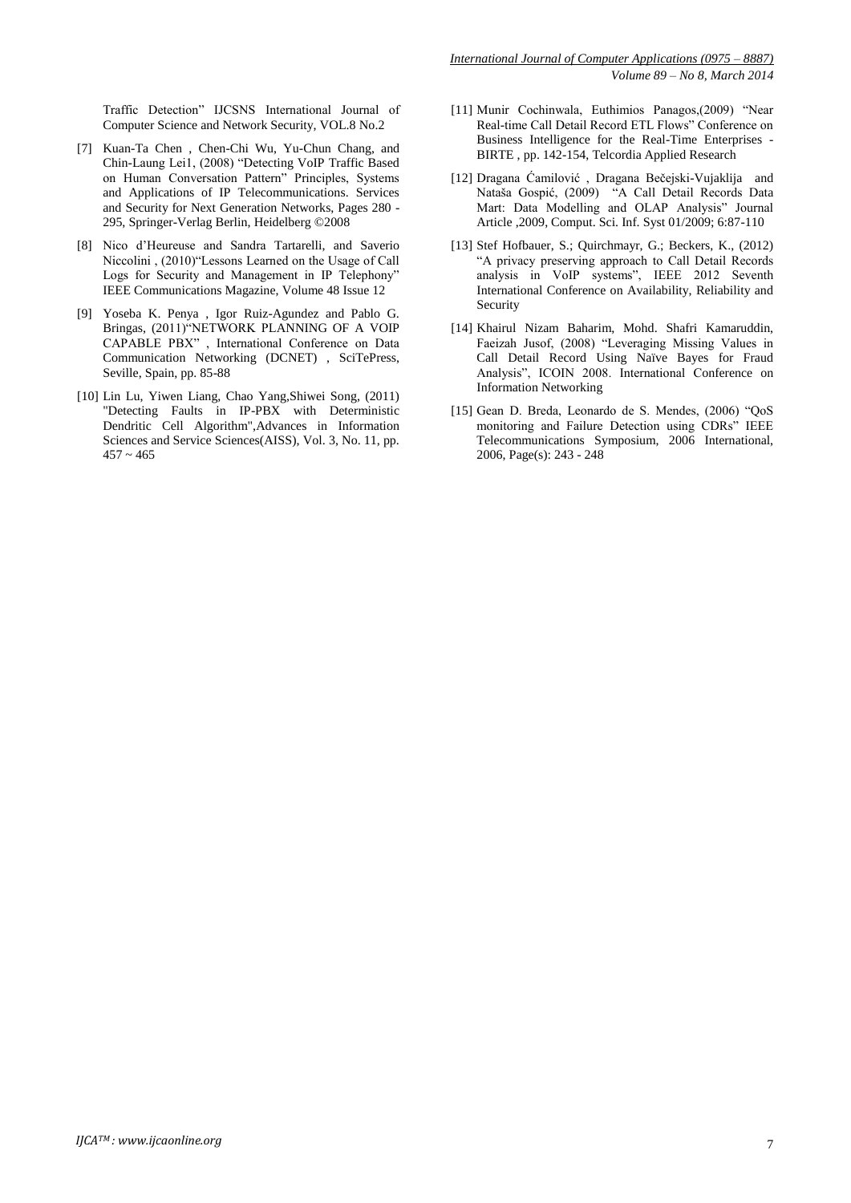Traffic Detection" IJCSNS International Journal of Computer Science and Network Security, VOL.8 No.2

[7] Kuan-Ta Chen , Chen-Chi Wu, Yu-Chun Chang, and Chin-Laung Lei1, (2008) "Detecting VoIP Traffic Based on Human Conversation Pattern" Principles, Systems and Applications of IP Telecommunications. Services and Security for Next Generation Networks, Pages 280 - 295, Springer-Verlag Berlin, Heidelberg ©2008

[8] Nico d'Heureuse and Sandra Tartarelli, and Saverio Niccolini , (2010)"Lessons Learned on the Usage of Call Logs for Security and Management in IP Telephony" IEEE Communications Magazine, Volume 48 Issue 12

[9] Yoseba K. Penya , Igor Ruiz-Agundez and Pablo G. Bringas, (2011)"NETWORK PLANNING OF A VOIP CAPABLE PBX" , International Conference on Data Communication Networking (DCNET) , SciTePress, Seville, Spain, pp. 85-88

[10] Lin Lu, Yiwen Liang, Chao Yang,Shiwei Song, (2011) "Detecting Faults in IP-PBX with Deterministic Dendritic Cell Algorithm",Advances in Information Sciences and Service Sciences(AISS), Vol. 3, No. 11, pp. 457 ~ 465

[11] Munir Cochinwala, Euthimios Panagos,(2009) "Near Real-time Call Detail Record ETL Flows" Conference on Business Intelligence for the Real-Time Enterprises - BIRTE , pp. 142-154, Telcordia Applied Research

[12] Dragana Ćamilović , Dragana Bečejski-Vujaklija and Nataša Gospić, (2009) "A Call Detail Records Data Mart: Data Modelling and OLAP Analysis" Journal Article ,2009, Comput. Sci. Inf. Syst 01/2009; 6:87-110

[13] Stef Hofbauer, S.; Quirchmayr, G.; Beckers, K., (2012) "A privacy preserving approach to Call Detail Records analysis in VoIP systems", IEEE 2012 Seventh International Conference on Availability, Reliability and Security

[14] Khairul Nizam Baharim, Mohd. Shafri Kamaruddin, Faeizah Jusof, (2008) "Leveraging Missing Values in Call Detail Record Using Naïve Bayes for Fraud Analysis", ICOIN 2008. International Conference on Information Networking

[15] Gean D. Breda, Leonardo de S. Mendes, (2006) "QoS monitoring and Failure Detection using CDRs" IEEE Telecommunications Symposium, 2006 International, 2006, Page(s): 243 - 248